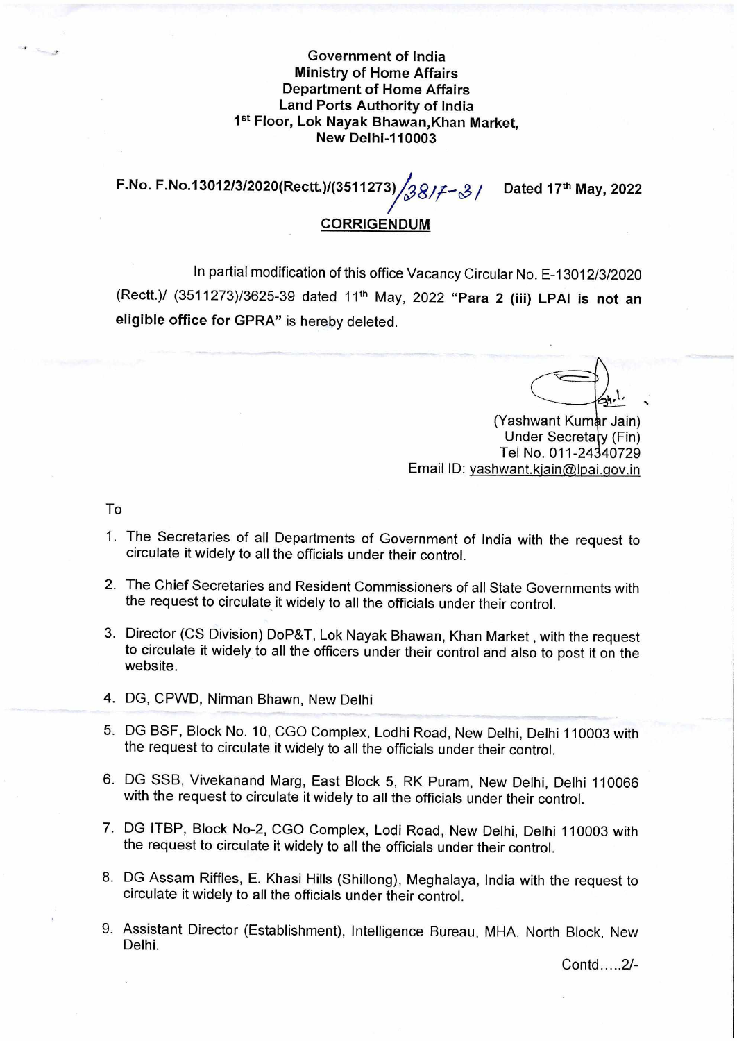Government of India
Ministry of Home Affairs
Department of Home Affairs
Land Ports Authority of India
1st Floor, Lok Nayak Bhawan, Khan Market,
New Delhi-110003

F.No. F.No.13012/3/2020(Rectt.)/(3511273)/3817-31 Dated 17th May, 2022

**CORRIGENDUM**

In partial modification of this office Vacancy Circular No. E-13012/3/2020 (Rectt.)/ (3511273)/3625-39 dated 11th May, 2022 **"Para 2 (iii) LPAI is not an eligible office for GPRA"** is hereby deleted.

(Yashwant Kumar Jain)
Under Secretary (Fin)
Tel No. 011-24340729
Email ID: yashwant.kjain@lpai.gov.in

To

1. The Secretaries of all Departments of Government of India with the request to circulate it widely to all the officials under their control.
2. The Chief Secretaries and Resident Commissioners of all State Governments with the request to circulate it widely to all the officials under their control.
3. Director (CS Division) DoP&T, Lok Nayak Bhawan, Khan Market , with the request to circulate it widely to all the officers under their control and also to post it on the website.
4. DG, CPWD, Nirman Bhawn, New Delhi
5. DG BSF, Block No. 10, CGO Complex, Lodhi Road, New Delhi, Delhi 110003 with the request to circulate it widely to all the officials under their control.
6. DG SSB, Vivekanand Marg, East Block 5, RK Puram, New Delhi, Delhi 110066 with the request to circulate it widely to all the officials under their control.
7. DG ITBP, Block No-2, CGO Complex, Lodi Road, New Delhi, Delhi 110003 with the request to circulate it widely to all the officials under their control.
8. DG Assam Riffles, E. Khasi Hills (Shillong), Meghalaya, India with the request to circulate it widely to all the officials under their control.
9. Assistant Director (Establishment), Intelligence Bureau, MHA, North Block, New Delhi.

Contd.....2/-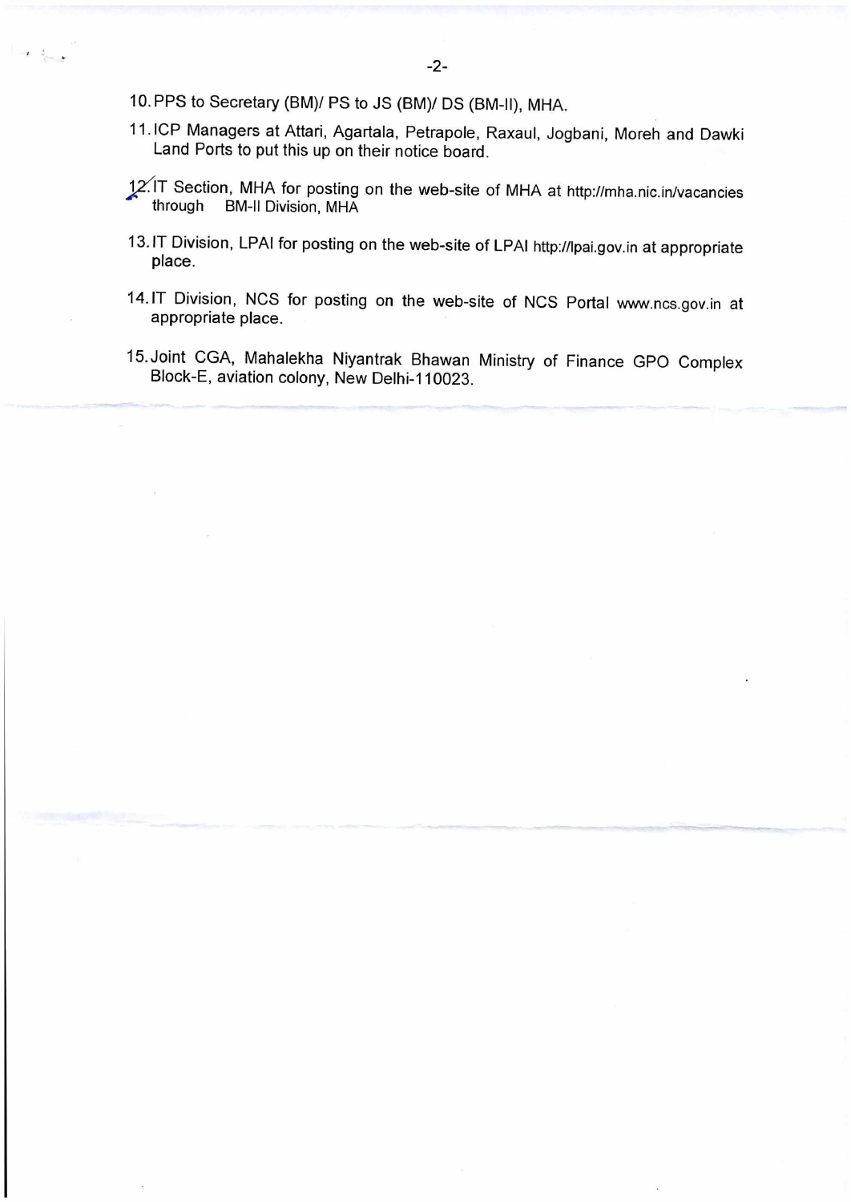10. PPS to Secretary (BM)/ PS to JS (BM)/ DS (BM-II), MHA.
11. ICP Managers at Attari, Agartala, Petrapole, Raxaul, Jogbani, Moreh and Dawki Land Ports to put this up on their notice board.
12. IT Section, MHA for posting on the web-site of MHA at http://mha.nic.in/vacancies through BM-II Division, MHA
13. IT Division, LPAI for posting on the web-site of LPAI http://lpai.gov.in at appropriate place.
14. IT Division, NCS for posting on the web-site of NCS Portal www.ncs.gov.in at appropriate place.
15. Joint CGA, Mahalekha Niyantrak Bhawan Ministry of Finance GPO Complex Block-E, aviation colony, New Delhi-110023.